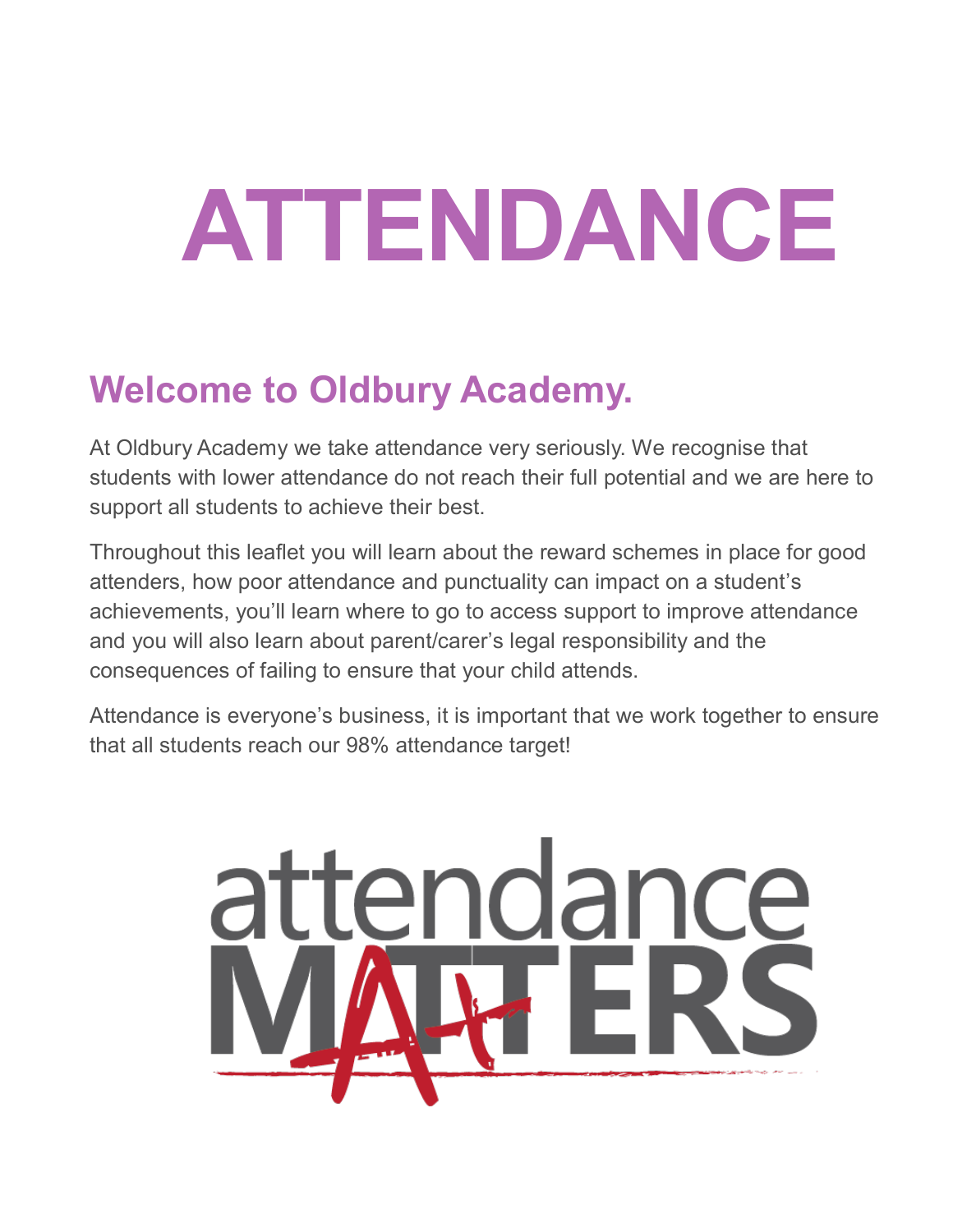# ATTENDANCE

## Welcome to Oldbury Academy.

At Oldbury Academy we take attendance very seriously. We recognise that students with lower attendance do not reach their full potential and we are here to support all students to achieve their best.

Throughout this leaflet you will learn about the reward schemes in place for good attenders, how poor attendance and punctuality can impact on a student's achievements, you'll learn where to go to access support to improve attendance and you will also learn about parent/carer's legal responsibility and the consequences of failing to ensure that your child attends.

Attendance is everyone's business, it is important that we work together to ensure that all students reach our 98% attendance target!

attendance MATTERS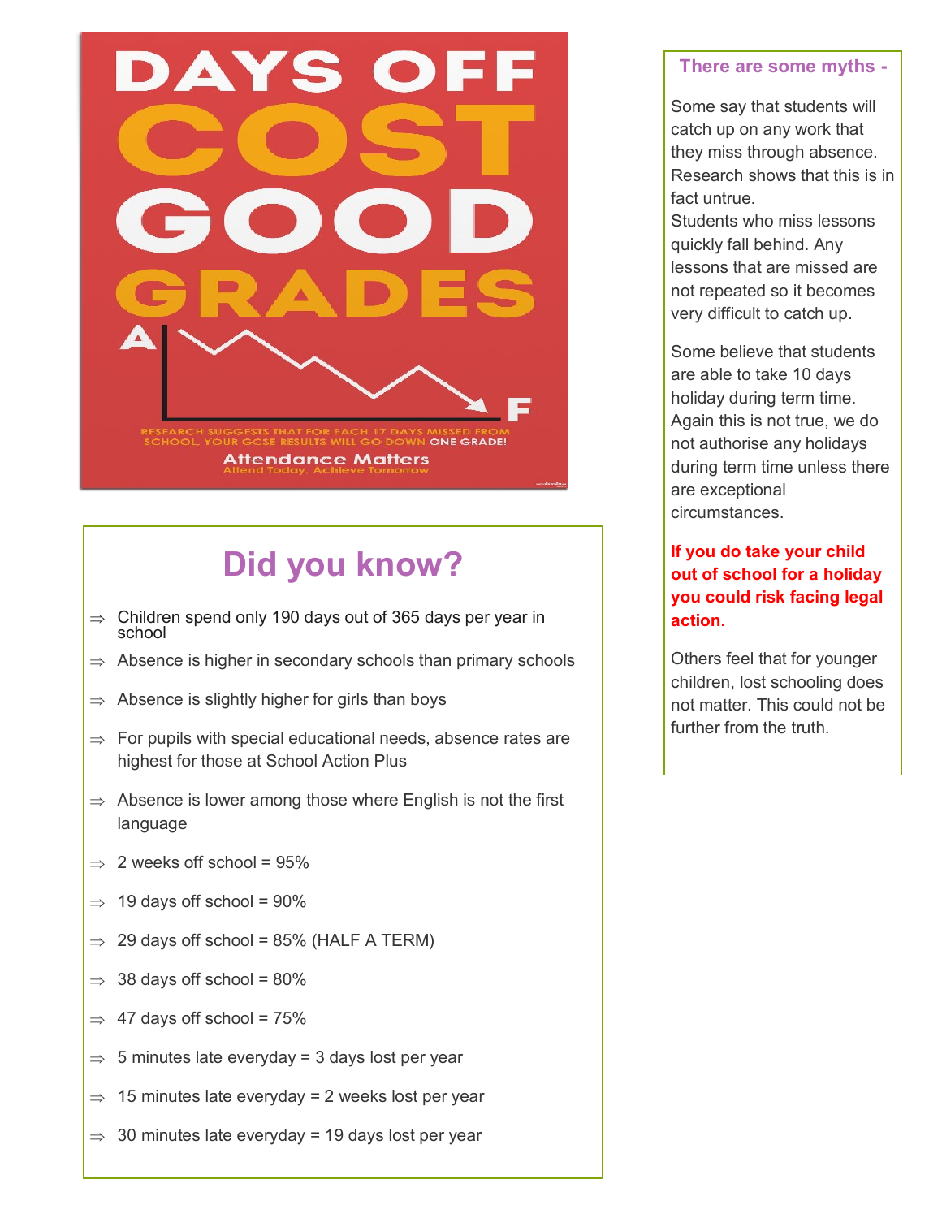# DAYS OFF COST GOOD GRADES

A F

RESEARCH SUGGESTS THAT FOR EACH 17 DAYS MISSED FROM SCHOOL, YOUR GCSE RESULTS WILL GO DOWN ONE GRADE!

Attendance Matters

Attend Today, Achieve Tomorrow

## Did you know?

- ⇒ Children spend only 190 days out of 365 days per year in school
- ⇒ Absence is higher in secondary schools than primary schools
- ⇒ Absence is slightly higher for girls than boys
- ⇒ For pupils with special educational needs, absence rates are highest for those at School Action Plus
- ⇒ Absence is lower among those where English is not the first language
- ⇒ 2 weeks off school = 95%
- ⇒ 19 days off school = 90%
- ⇒ 29 days off school = 85% (HALF A TERM)
- ⇒ 38 days off school = 80%
- ⇒ 47 days off school = 75%
- ⇒ 5 minutes late everyday = 3 days lost per year
- ⇒ 15 minutes late everyday = 2 weeks lost per year
- ⇒ 30 minutes late everyday = 19 days lost per year

## There are some myths -

Some say that students will catch up on any work that they miss through absence. Research shows that this is in fact untrue.
Students who miss lessons quickly fall behind. Any lessons that are missed are not repeated so it becomes very difficult to catch up.

Some believe that students are able to take 10 days holiday during term time. Again this is not true, we do not authorise any holidays during term time unless there are exceptional circumstances.

**If you do take your child out of school for a holiday you could risk facing legal action.**

Others feel that for younger children, lost schooling does not matter. This could not be further from the truth.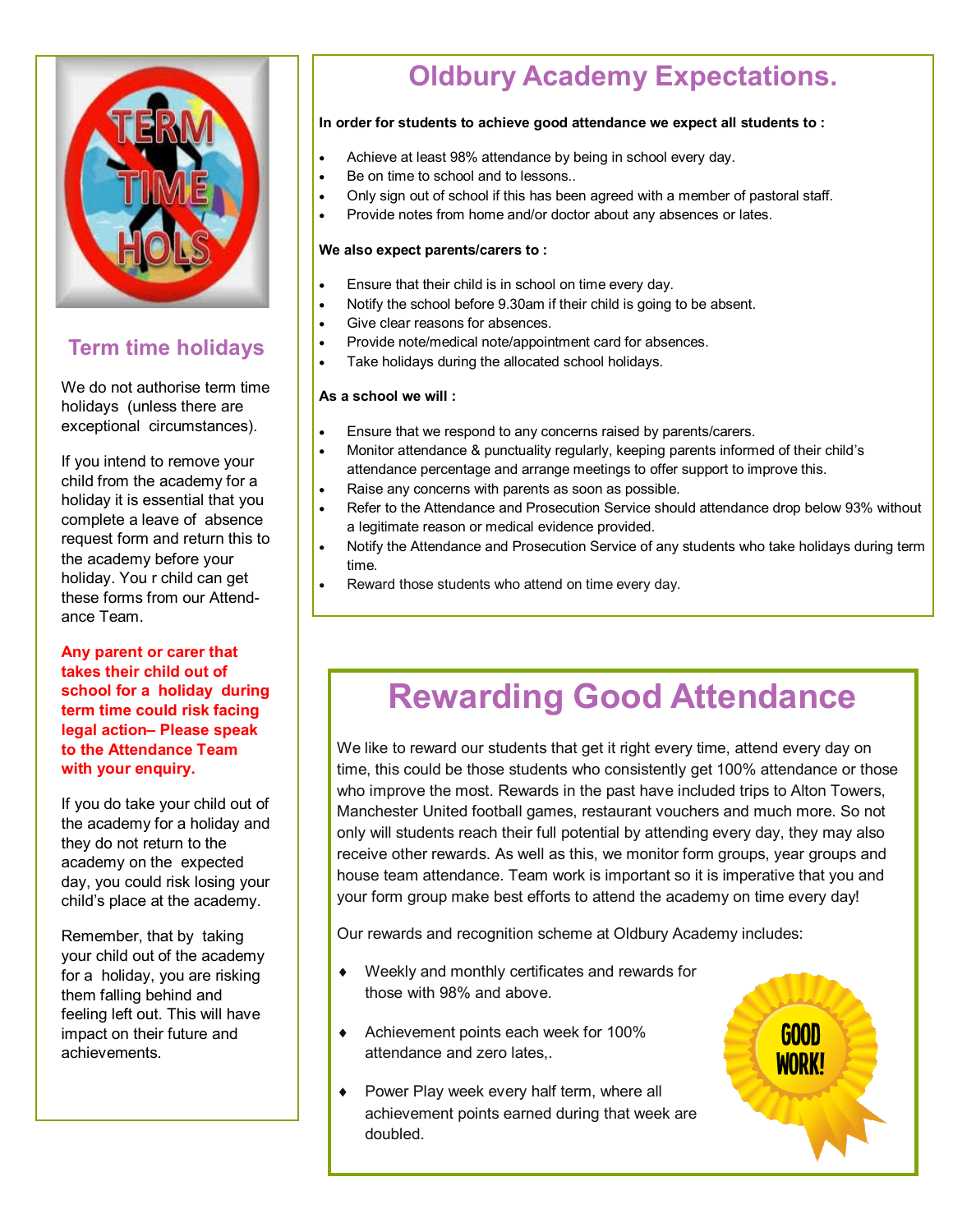## Term time holidays

We do not authorise term time holidays (unless there are exceptional circumstances).

If you intend to remove your child from the academy for a holiday it is essential that you complete a leave of absence request form and return this to the academy before your holiday. You r child can get these forms from our Attendance Team.

**Any parent or carer that takes their child out of school for a holiday during term time could risk facing legal action– Please speak to the Attendance Team with your enquiry.**

If you do take your child out of the academy for a holiday and they do not return to the academy on the expected day, you could risk losing your child's place at the academy.

Remember, that by taking your child out of the academy for a holiday, you are risking them falling behind and feeling left out. This will have impact on their future and achievements.

# Oldbury Academy Expectations.

**In order for students to achieve good attendance we expect all students to :**

- Achieve at least 98% attendance by being in school every day.
- Be on time to school and to lessons..
- Only sign out of school if this has been agreed with a member of pastoral staff.
- Provide notes from home and/or doctor about any absences or lates.

**We also expect parents/carers to :**

- Ensure that their child is in school on time every day.
- Notify the school before 9.30am if their child is going to be absent.
- Give clear reasons for absences.
- Provide note/medical note/appointment card for absences.
- Take holidays during the allocated school holidays.

**As a school we will :**

- Ensure that we respond to any concerns raised by parents/carers.
- Monitor attendance & punctuality regularly, keeping parents informed of their child's attendance percentage and arrange meetings to offer support to improve this.
- Raise any concerns with parents as soon as possible.
- Refer to the Attendance and Prosecution Service should attendance drop below 93% without a legitimate reason or medical evidence provided.
- Notify the Attendance and Prosecution Service of any students who take holidays during term time.
- Reward those students who attend on time every day.

# Rewarding Good Attendance

We like to reward our students that get it right every time, attend every day on time, this could be those students who consistently get 100% attendance or those who improve the most. Rewards in the past have included trips to Alton Towers, Manchester United football games, restaurant vouchers and much more. So not only will students reach their full potential by attending every day, they may also receive other rewards. As well as this, we monitor form groups, year groups and house team attendance. Team work is important so it is imperative that you and your form group make best efforts to attend the academy on time every day!

Our rewards and recognition scheme at Oldbury Academy includes:

- Weekly and monthly certificates and rewards for those with 98% and above.
- Achievement points each week for 100% attendance and zero lates,.
- Power Play week every half term, where all achievement points earned during that week are doubled.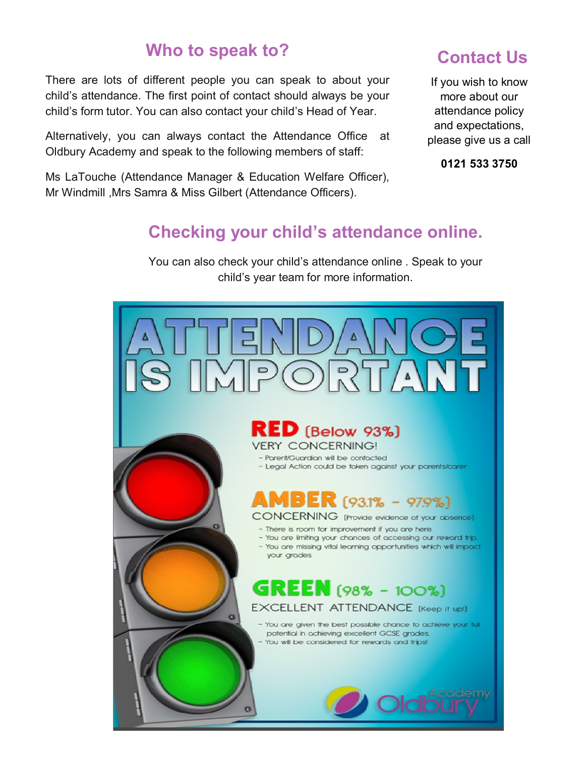## Who to speak to?

There are lots of different people you can speak to about your child's attendance. The first point of contact should always be your child's form tutor. You can also contact your child's Head of Year.

Alternatively, you can always contact the Attendance Office at Oldbury Academy and speak to the following members of staff:

Ms LaTouche (Attendance Manager & Education Welfare Officer), Mr Windmill ,Mrs Samra & Miss Gilbert (Attendance Officers).

## Contact Us

If you wish to know more about our attendance policy and expectations, please give us a call

**0121 533 3750**

## Checking your child's attendance online.

You can also check your child's attendance online . Speak to your child's year team for more information.

# ATTENDANCE IS IMPORTANT

**RED** (Below 93%)

VERY CONCERNING!

- Parent/Guardian will be contacted
- Legal Action could be taken against your parents/carer

**AMBER** (93.1% - 97.9%)

CONCERNING (Provide evidence of your absence)

- There is room for improvement if you are here.
- You are limiting your chances of accessing our reward trip.
- You are missing vital learning opportunities which will impact your grades

**GREEN** (98% - 100%)

EXCELLENT ATTENDANCE (Keep it up!)

- You are given the best possible chance to achieve your full potential in achieving excellent GCSE grades.
- You will be considered for rewards and trips!

Oldbury Academy